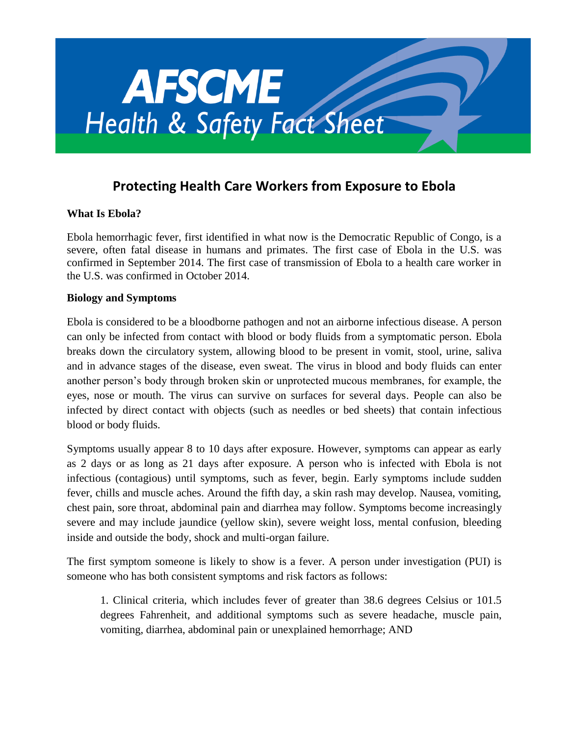# AFSCME Health & Safety Fact Sheet

## Protecting Health Care Workers from Exposure to Ebola

### What Is Ebola?

Ebola hemorrhagic fever, first identified in what now is the Democratic Republic of Congo, is a severe, often fatal disease in humans and primates. The first case of Ebola in the U.S. was confirmed in September 2014. The first case of transmission of Ebola to a health care worker in the U.S. was confirmed in October 2014.

### Biology and Symptoms

Ebola is considered to be a bloodborne pathogen and not an airborne infectious disease. A person can only be infected from contact with blood or body fluids from a symptomatic person. Ebola breaks down the circulatory system, allowing blood to be present in vomit, stool, urine, saliva and in advance stages of the disease, even sweat. The virus in blood and body fluids can enter another person's body through broken skin or unprotected mucous membranes, for example, the eyes, nose or mouth. The virus can survive on surfaces for several days. People can also be infected by direct contact with objects (such as needles or bed sheets) that contain infectious blood or body fluids.

Symptoms usually appear 8 to 10 days after exposure. However, symptoms can appear as early as 2 days or as long as 21 days after exposure. A person who is infected with Ebola is not infectious (contagious) until symptoms, such as fever, begin. Early symptoms include sudden fever, chills and muscle aches. Around the fifth day, a skin rash may develop. Nausea, vomiting, chest pain, sore throat, abdominal pain and diarrhea may follow. Symptoms become increasingly severe and may include jaundice (yellow skin), severe weight loss, mental confusion, bleeding inside and outside the body, shock and multi-organ failure.

The first symptom someone is likely to show is a fever. A person under investigation (PUI) is someone who has both consistent symptoms and risk factors as follows:

1. Clinical criteria, which includes fever of greater than 38.6 degrees Celsius or 101.5 degrees Fahrenheit, and additional symptoms such as severe headache, muscle pain, vomiting, diarrhea, abdominal pain or unexplained hemorrhage; AND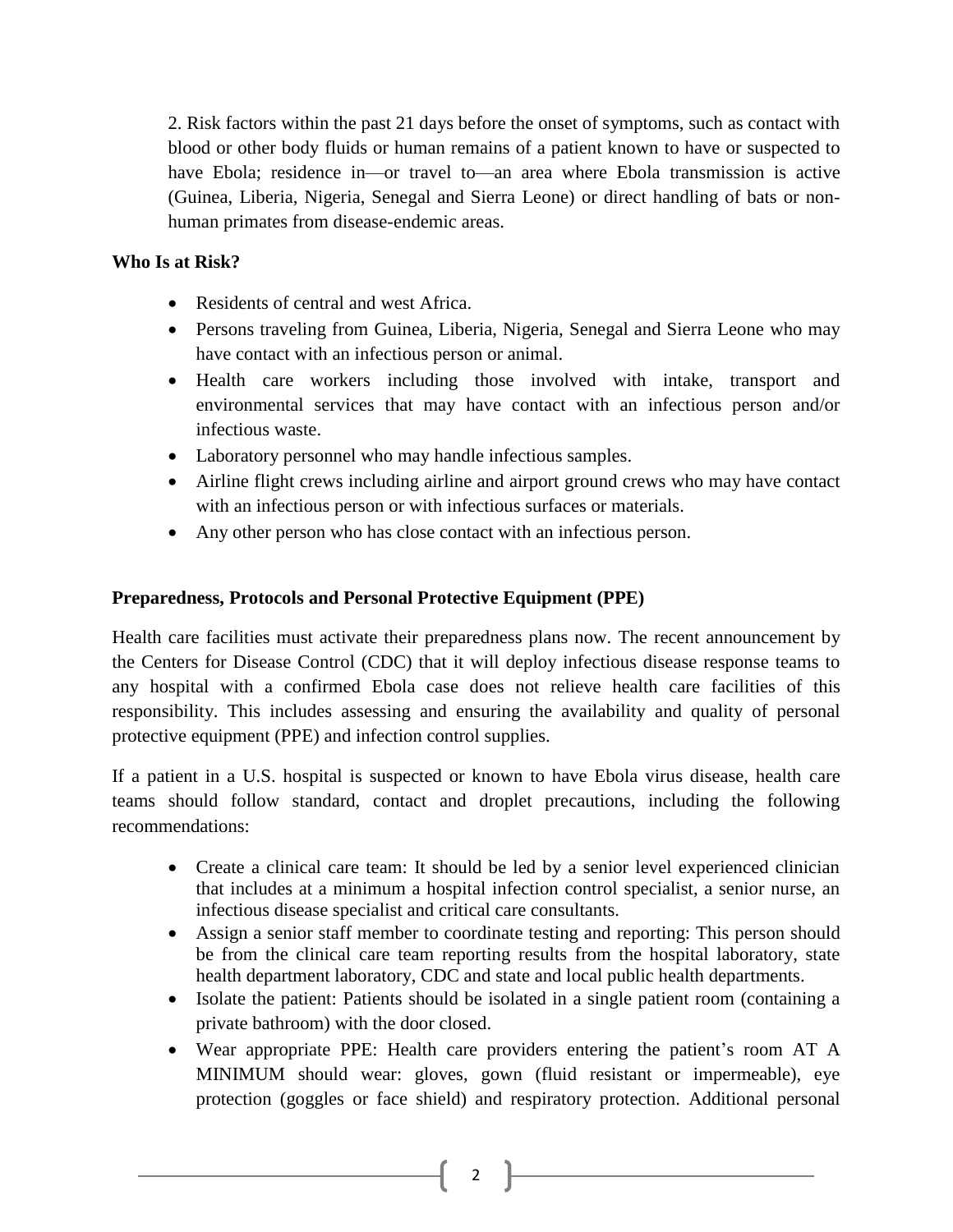2. Risk factors within the past 21 days before the onset of symptoms, such as contact with blood or other body fluids or human remains of a patient known to have or suspected to have Ebola; residence in—or travel to—an area where Ebola transmission is active (Guinea, Liberia, Nigeria, Senegal and Sierra Leone) or direct handling of bats or non-human primates from disease-endemic areas.

**Who Is at Risk?**

- Residents of central and west Africa.
- Persons traveling from Guinea, Liberia, Nigeria, Senegal and Sierra Leone who may have contact with an infectious person or animal.
- Health care workers including those involved with intake, transport and environmental services that may have contact with an infectious person and/or infectious waste.
- Laboratory personnel who may handle infectious samples.
- Airline flight crews including airline and airport ground crews who may have contact with an infectious person or with infectious surfaces or materials.
- Any other person who has close contact with an infectious person.

**Preparedness, Protocols and Personal Protective Equipment (PPE)**

Health care facilities must activate their preparedness plans now. The recent announcement by the Centers for Disease Control (CDC) that it will deploy infectious disease response teams to any hospital with a confirmed Ebola case does not relieve health care facilities of this responsibility. This includes assessing and ensuring the availability and quality of personal protective equipment (PPE) and infection control supplies.

If a patient in a U.S. hospital is suspected or known to have Ebola virus disease, health care teams should follow standard, contact and droplet precautions, including the following recommendations:

- Create a clinical care team: It should be led by a senior level experienced clinician that includes at a minimum a hospital infection control specialist, a senior nurse, an infectious disease specialist and critical care consultants.
- Assign a senior staff member to coordinate testing and reporting: This person should be from the clinical care team reporting results from the hospital laboratory, state health department laboratory, CDC and state and local public health departments.
- Isolate the patient: Patients should be isolated in a single patient room (containing a private bathroom) with the door closed.
- Wear appropriate PPE: Health care providers entering the patient's room AT A MINIMUM should wear: gloves, gown (fluid resistant or impermeable), eye protection (goggles or face shield) and respiratory protection. Additional personal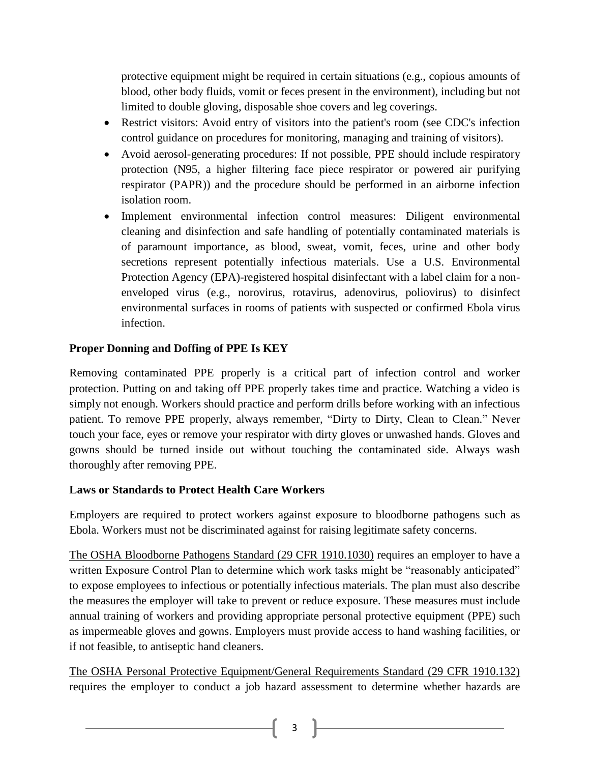protective equipment might be required in certain situations (e.g., copious amounts of blood, other body fluids, vomit or feces present in the environment), including but not limited to double gloving, disposable shoe covers and leg coverings.

- Restrict visitors: Avoid entry of visitors into the patient's room (see CDC's infection control guidance on procedures for monitoring, managing and training of visitors).
- Avoid aerosol-generating procedures: If not possible, PPE should include respiratory protection (N95, a higher filtering face piece respirator or powered air purifying respirator (PAPR)) and the procedure should be performed in an airborne infection isolation room.
- Implement environmental infection control measures: Diligent environmental cleaning and disinfection and safe handling of potentially contaminated materials is of paramount importance, as blood, sweat, vomit, feces, urine and other body secretions represent potentially infectious materials. Use a U.S. Environmental Protection Agency (EPA)-registered hospital disinfectant with a label claim for a non-enveloped virus (e.g., norovirus, rotavirus, adenovirus, poliovirus) to disinfect environmental surfaces in rooms of patients with suspected or confirmed Ebola virus infection.

**Proper Donning and Doffing of PPE Is KEY**

Removing contaminated PPE properly is a critical part of infection control and worker protection. Putting on and taking off PPE properly takes time and practice. Watching a video is simply not enough. Workers should practice and perform drills before working with an infectious patient. To remove PPE properly, always remember, "Dirty to Dirty, Clean to Clean." Never touch your face, eyes or remove your respirator with dirty gloves or unwashed hands. Gloves and gowns should be turned inside out without touching the contaminated side. Always wash thoroughly after removing PPE.

**Laws or Standards to Protect Health Care Workers**

Employers are required to protect workers against exposure to bloodborne pathogens such as Ebola. Workers must not be discriminated against for raising legitimate safety concerns.

The OSHA Bloodborne Pathogens Standard (29 CFR 1910.1030) requires an employer to have a written Exposure Control Plan to determine which work tasks might be "reasonably anticipated" to expose employees to infectious or potentially infectious materials. The plan must also describe the measures the employer will take to prevent or reduce exposure. These measures must include annual training of workers and providing appropriate personal protective equipment (PPE) such as impermeable gloves and gowns. Employers must provide access to hand washing facilities, or if not feasible, to antiseptic hand cleaners.

The OSHA Personal Protective Equipment/General Requirements Standard (29 CFR 1910.132) requires the employer to conduct a job hazard assessment to determine whether hazards are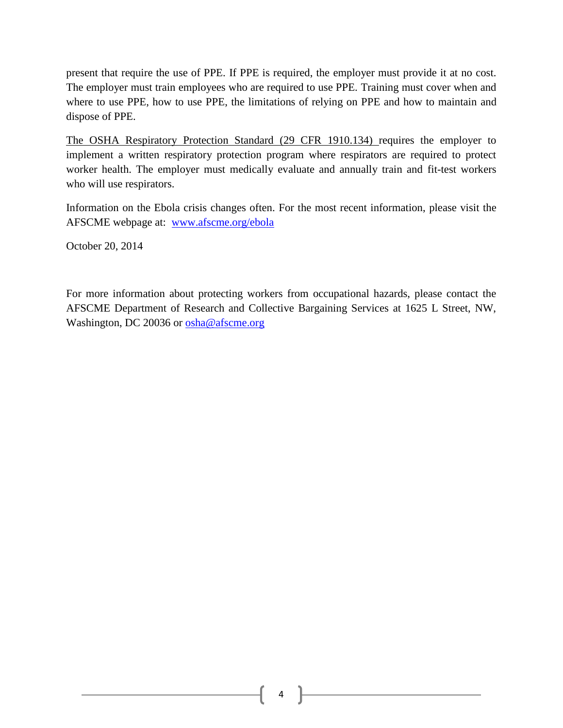present that require the use of PPE. If PPE is required, the employer must provide it at no cost. The employer must train employees who are required to use PPE. Training must cover when and where to use PPE, how to use PPE, the limitations of relying on PPE and how to maintain and dispose of PPE.

The OSHA Respiratory Protection Standard (29 CFR 1910.134) requires the employer to implement a written respiratory protection program where respirators are required to protect worker health. The employer must medically evaluate and annually train and fit-test workers who will use respirators.

Information on the Ebola crisis changes often. For the most recent information, please visit the AFSCME webpage at: [www.afscme.org/ebola](http://www.afscme.org/ebola)

October 20, 2014

For more information about protecting workers from occupational hazards, please contact the AFSCME Department of Research and Collective Bargaining Services at 1625 L Street, NW, Washington, DC 20036 or [osha@afscme.org](mailto:osha@afscme.org)